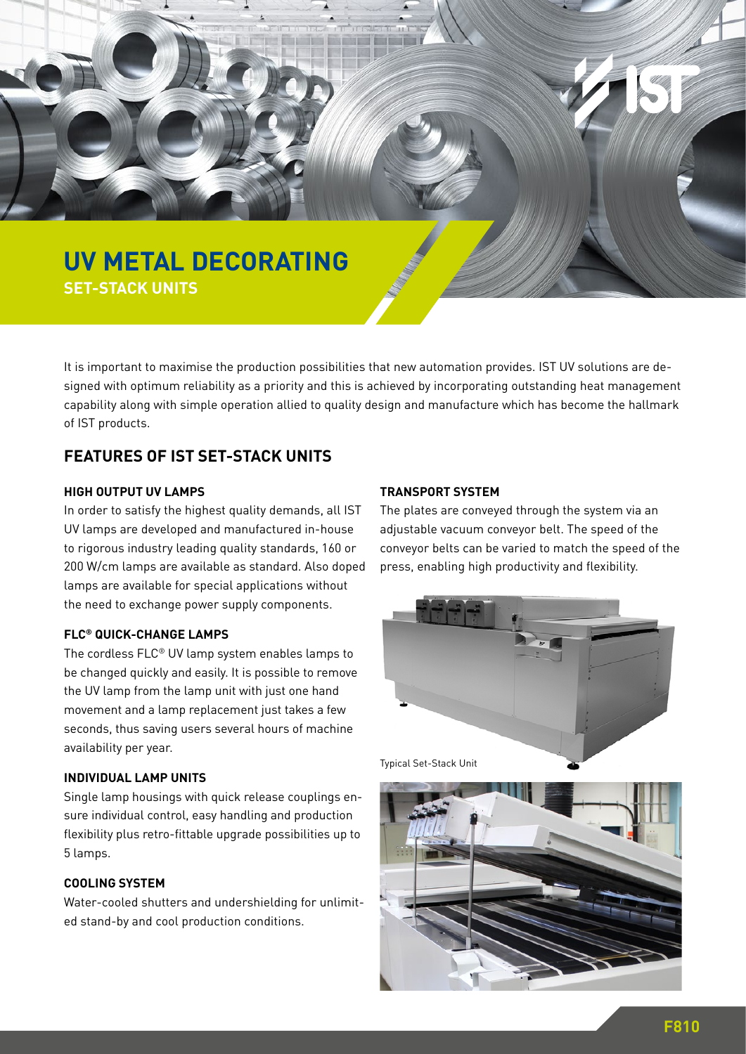# UV METAL DECORATING

## SET-STACK UNITS

It is important to maximise the production possibilities that new automation provides. IST UV solutions are designed with optimum reliability as a priority and this is achieved by incorporating outstanding heat management capability along with simple operation allied to quality design and manufacture which has become the hallmark of IST products.

## FEATURES OF IST SET-STACK UNITS

### HIGH OUTPUT UV LAMPS

In order to satisfy the highest quality demands, all IST UV lamps are developed and manufactured in-house to rigorous industry leading quality standards, 160 or 200 W/cm lamps are available as standard. Also doped lamps are available for special applications without the need to exchange power supply components.

### FLC® QUICK-CHANGE LAMPS

The cordless FLC® UV lamp system enables lamps to be changed quickly and easily. It is possible to remove the UV lamp from the lamp unit with just one hand movement and a lamp replacement just takes a few seconds, thus saving users several hours of machine availability per year.

### INDIVIDUAL LAMP UNITS

Single lamp housings with quick release couplings ensure individual control, easy handling and production flexibility plus retro-fittable upgrade possibilities up to 5 lamps.

### COOLING SYSTEM

Water-cooled shutters and undershielding for unlimited stand-by and cool production conditions.

### TRANSPORT SYSTEM

The plates are conveyed through the system via an adjustable vacuum conveyor belt. The speed of the conveyor belts can be varied to match the speed of the press, enabling high productivity and flexibility.

Typical Set-Stack Unit

F810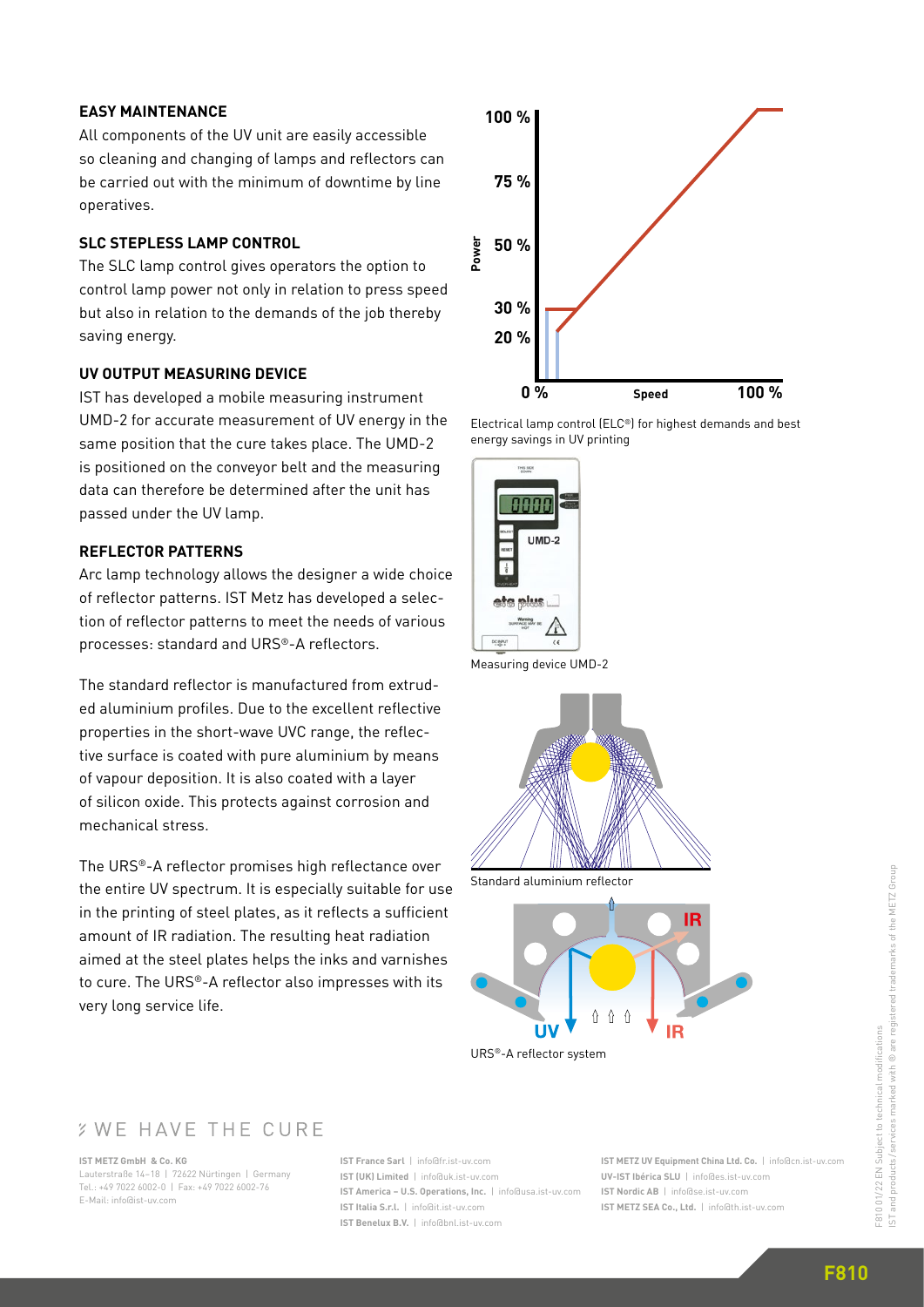### EASY MAINTENANCE

All components of the UV unit are easily accessible so cleaning and changing of lamps and reflectors can be carried out with the minimum of downtime by line operatives.

### SLC STEPLESS LAMP CONTROL

The SLC lamp control gives operators the option to control lamp power not only in relation to press speed but also in relation to the demands of the job thereby saving energy.

### UV OUTPUT MEASURING DEVICE

IST has developed a mobile measuring instrument UMD-2 for accurate measurement of UV energy in the same position that the cure takes place. The UMD-2 is positioned on the conveyor belt and the measuring data can therefore be determined after the unit has passed under the UV lamp.

### REFLECTOR PATTERNS

Arc lamp technology allows the designer a wide choice of reflector patterns. IST Metz has developed a selection of reflector patterns to meet the needs of various processes: standard and URS®-A reflectors.

The standard reflector is manufactured from extruded aluminium profiles. Due to the excellent reflective properties in the short-wave UVC range, the reflective surface is coated with pure aluminium by means of vapour deposition. It is also coated with a layer of silicon oxide. This protects against corrosion and mechanical stress.

The URS®-A reflector promises high reflectance over the entire UV spectrum. It is especially suitable for use in the printing of steel plates, as it reflects a sufficient amount of IR radiation. The resulting heat radiation aimed at the steel plates helps the inks and varnishes to cure. The URS®-A reflector also impresses with its very long service life.

100 %
75 %
50 %
30 %
20 %
Power
0 %
Speed
100 %

Electrical lamp control (ELC®) for highest demands and best energy savings in UV printing

Measuring device UMD-2

Standard aluminium reflector

IR
UV
IR

URS®-A reflector system

WE HAVE THE CURE

**IST METZ GmbH & Co. KG**
Lauterstraße 14–18 | 72622 Nürtingen | Germany
Tel.: +49 7022 6002-0 | Fax: +49 7022 6002-76
E-Mail: info@ist-uv.com

**IST France Sarl** | info@fr.ist-uv.com
**IST (UK) Limited** | info@uk.ist-uv.com
**IST America – U.S. Operations, Inc.** | info@usa.ist-uv.com
**IST Italia S.r.l.** | info@it.ist-uv.com
**IST Benelux B.V.** | info@bnl.ist-uv.com

**IST METZ UV Equipment China Ltd. Co.** | info@cn.ist-uv.com
**UV-IST Ibérica SLU** | info@es.ist-uv.com
**IST Nordic AB** | info@se.ist-uv.com
**IST METZ SEA Co., Ltd.** | info@th.ist-uv.com

F810 01/22 EN Subject to technical modifications
IST and products/services marked with ® are registered trademarks of the METZ Group

F810